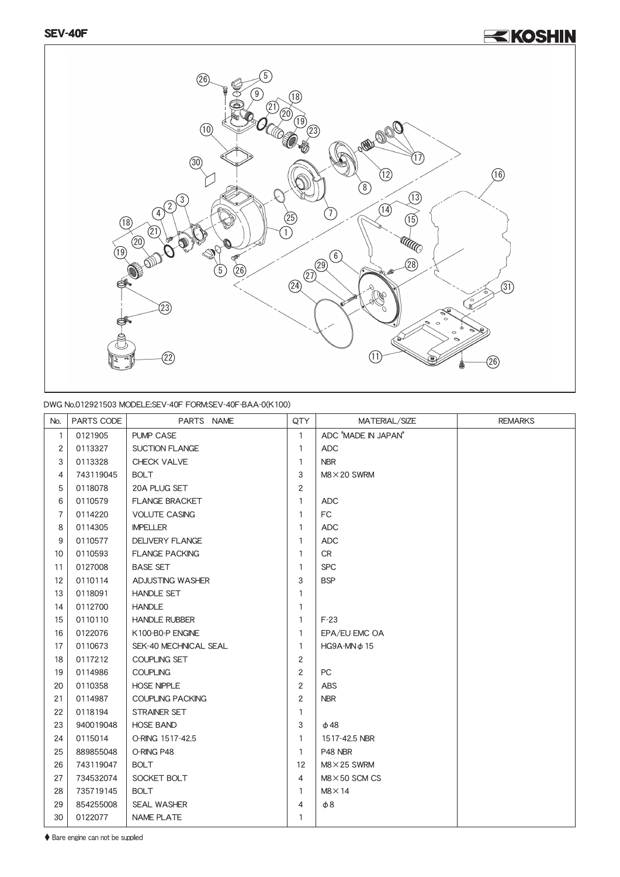# SEV-40F

KOSHIN

DWG No.012921503 MODELE:SEV-40F FORM:SEV-40F-BAA-0(K100)

| No. | PARTS CODE | PARTS NAME | QTY | MATERIAL/SIZE | REMARKS |
|---|---|---|---|---|---|
| 1 | 0121905 | PUMP CASE | 1 | ADC "MADE IN JAPAN" | |
| 2 | 0113327 | SUCTION FLANGE | 1 | ADC | |
| 3 | 0113328 | CHECK VALVE | 1 | NBR | |
| 4 | 743119045 | BOLT | 3 | M8×20 SWRM | |
| 5 | 0118078 | 20A PLUG SET | 2 | | |
| 6 | 0110579 | FLANGE BRACKET | 1 | ADC | |
| 7 | 0114220 | VOLUTE CASING | 1 | FC | |
| 8 | 0114305 | IMPELLER | 1 | ADC | |
| 9 | 0110577 | DELIVERY FLANGE | 1 | ADC | |
| 10 | 0110593 | FLANGE PACKING | 1 | CR | |
| 11 | 0127008 | BASE SET | 1 | SPC | |
| 12 | 0110114 | ADJUSTING WASHER | 3 | BSP | |
| 13 | 0118091 | HANDLE SET | 1 | | |
| 14 | 0112700 | HANDLE | 1 | | |
| 15 | 0110110 | HANDLE RUBBER | 1 | F-23 | |
| 16 | 0122076 | K100-B0-P ENGINE | 1 | EPA/EU EMC OA | |
| 17 | 0110673 | SEK-40 MECHNICAL SEAL | 1 | HG9A-MN $\phi$ 15 | |
| 18 | 0117212 | COUPLING SET | 2 | | |
| 19 | 0114986 | COUPLING | 2 | PC | |
| 20 | 0110358 | HOSE NIPPLE | 2 | ABS | |
| 21 | 0114987 | COUPLING PACKING | 2 | NBR | |
| 22 | 0118194 | STRAINER SET | 1 | | |
| 23 | 940019048 | HOSE BAND | 3 | $\phi$ 48 | |
| 24 | 0115014 | O-RING 1517-42.5 | 1 | 1517-42.5 NBR | |
| 25 | 889855048 | O-RING P48 | 1 | P48 NBR | |
| 26 | 743119047 | BOLT | 12 | M8×25 SWRM | |
| 27 | 734532074 | SOCKET BOLT | 4 | M8×50 SCM CS | |
| 28 | 735719145 | BOLT | 1 | M8×14 | |
| 29 | 854255008 | SEAL WASHER | 4 | $\phi$ 8 | |
| 30 | 0122077 | NAME PLATE | 1 | | |

♦ Bare engine can not be supplied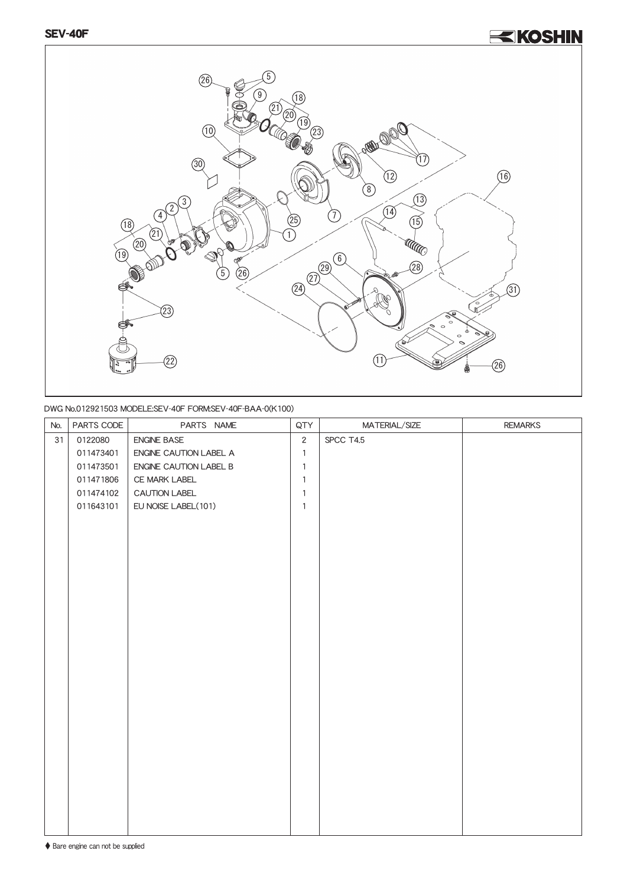## SEV-40F

**KOSHIN**

DWG No.012921503 MODELE:SEV-40F FORM:SEV-40F-BAA-0(K100)

| No. | PARTS CODE | PARTS NAME | QTY | MATERIAL/SIZE | REMARKS |
|---|---|---|---|---|---|
| 31 | 0122080 | ENGINE BASE | 2 | SPCC T4.5 | |
| | 011473401 | ENGINE CAUTION LABEL A | 1 | | |
| | 011473501 | ENGINE CAUTION LABEL B | 1 | | |
| | 011471806 | CE MARK LABEL | 1 | | |
| | 011474102 | CAUTION LABEL | 1 | | |
| | 011643101 | EU NOISE LABEL(101) | 1 | | |

◆ Bare engine can not be supplied